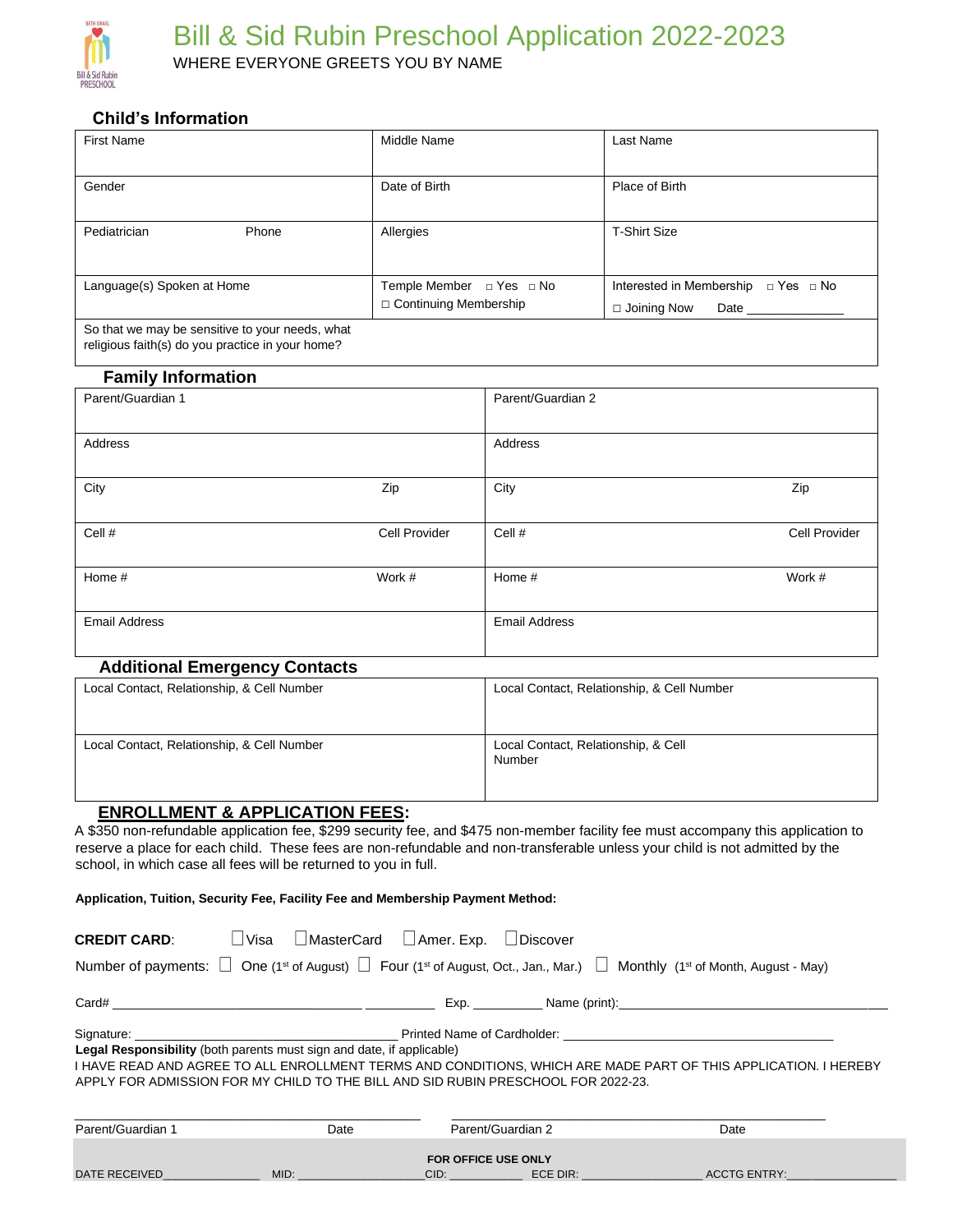# Bill & Sid Rubin Preschool Application 2022-2023

WHERE EVERYONE GREETS YOU BY NAME

## Child's Information

| | | |
|---|---|---|
| First Name | Middle Name | Last Name |
| Gender | Date of Birth | Place of Birth |
| Pediatrician Phone | Allergies | T-Shirt Size |
| Language(s) Spoken at Home | Temple Member □ Yes □ No<br>□ Continuing Membership | Interested in Membership □ Yes □ No<br>□ Joining Now Date _______________ |
| So that we may be sensitive to your needs, what religious faith(s) do you practice in your home? | | |

## Family Information

| | |
|---|---|
| Parent/Guardian 1 | Parent/Guardian 2 |
| Address | Address |
| City Zip | City Zip |
| Cell # Cell Provider | Cell # Cell Provider |
| Home # Work # | Home # Work # |
| Email Address | Email Address |

## Additional Emergency Contacts

| | |
|---|---|
| Local Contact, Relationship, & Cell Number | Local Contact, Relationship, & Cell Number |
| Local Contact, Relationship, & Cell Number | Local Contact, Relationship, & Cell Number |

## ENROLLMENT & APPLICATION FEES:

A $350 non-refundable application fee, $299 security fee, and $475 non-member facility fee must accompany this application to reserve a place for each child. These fees are non-refundable and non-transferable unless your child is not admitted by the school, in which case all fees will be returned to you in full.

**Application, Tuition, Security Fee, Facility Fee and Membership Payment Method:**

**CREDIT CARD**: ☐ Visa ☐ MasterCard ☐ Amer. Exp. ☐ Discover

Number of payments: ☐ One (1st of August) ☐ Four (1st of August, Oct., Jan., Mar.) ☐ Monthly (1st of Month, August - May)

Card# ___________________________________ __________ Exp. __________ Name (print):______________________________________

Signature: _____________________________________ Printed Name of Cardholder: ______________________________________

**Legal Responsibility** (both parents must sign and date, if applicable)

I HAVE READ AND AGREE TO ALL ENROLLMENT TERMS AND CONDITIONS, WHICH ARE MADE PART OF THIS APPLICATION. I HEREBY APPLY FOR ADMISSION FOR MY CHILD TO THE BILL AND SID RUBIN PRESCHOOL FOR 2022-23.

_________________________________________________ _____________________________________________________

Parent/Guardian 1 Date Parent/Guardian 2 Date

**FOR OFFICE USE ONLY**

DATE RECEIVED_______________ MID: ___________________CID: ___________ ECE DIR: ___________________ ACCTG ENTRY:_________________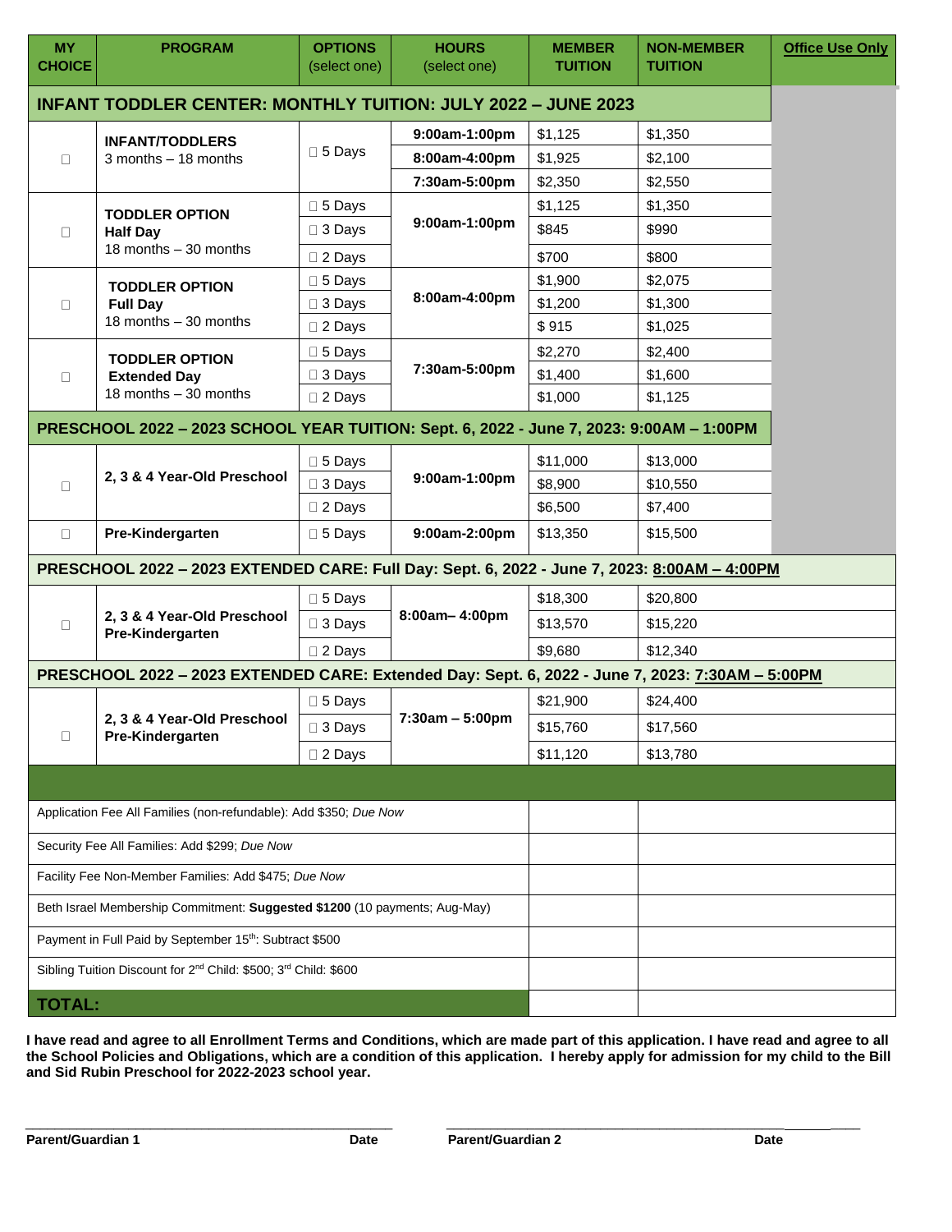| MY CHOICE | PROGRAM | OPTIONS (select one) | HOURS (select one) | MEMBER TUITION | NON-MEMBER TUITION | Office Use Only |
|---|---|---|---|---|---|---|
| **INFANT TODDLER CENTER: MONTHLY TUITION: JULY 2022 – JUNE 2023** | | | | | | |
| ☐ | **INFANT/TODDLERS** 3 months – 18 months | ☐ 5 Days | **9:00am-1:00pm** | $1,125 | $1,350 | |
| | | | **8:00am-4:00pm** | $1,925 | $2,100 | |
| | | | **7:30am-5:00pm** | $2,350 | $2,550 | |
| ☐ | **TODDLER OPTION Half Day** 18 months – 30 months | ☐ 5 Days | **9:00am-1:00pm** | $1,125 | $1,350 | |
| | | ☐ 3 Days | | $845 | $990 | |
| | | ☐ 2 Days | | $700 | $800 | |
| ☐ | **TODDLER OPTION Full Day** 18 months – 30 months | ☐ 5 Days | **8:00am-4:00pm** | $1,900 | $2,075 | |
| | | ☐ 3 Days | | $1,200 | $1,300 | |
| | | ☐ 2 Days | | $ 915 | $1,025 | |
| ☐ | **TODDLER OPTION Extended Day** 18 months – 30 months | ☐ 5 Days | **7:30am-5:00pm** | $2,270 | $2,400 | |
| | | ☐ 3 Days | | $1,400 | $1,600 | |
| | | ☐ 2 Days | | $1,000 | $1,125 | |
| **PRESCHOOL 2022 – 2023 SCHOOL YEAR TUITION: Sept. 6, 2022 - June 7, 2023: 9:00AM – 1:00PM** | | | | | | |
| ☐ | **2, 3 & 4 Year-Old Preschool** | ☐ 5 Days | **9:00am-1:00pm** | $11,000 | $13,000 | |
| | | ☐ 3 Days | | $8,900 | $10,550 | |
| | | ☐ 2 Days | | $6,500 | $7,400 | |
| ☐ | **Pre-Kindergarten** | ☐ 5 Days | **9:00am-2:00pm** | $13,350 | $15,500 | |
| **PRESCHOOL 2022 – 2023 EXTENDED CARE: Full Day: Sept. 6, 2022 - June 7, 2023: 8:00AM – 4:00PM** | | | | | | |
| ☐ | **2, 3 & 4 Year-Old Preschool Pre-Kindergarten** | ☐ 5 Days | **8:00am– 4:00pm** | $18,300 | $20,800 | |
| | | ☐ 3 Days | | $13,570 | $15,220 | |
| | | ☐ 2 Days | | $9,680 | $12,340 | |
| **PRESCHOOL 2022 – 2023 EXTENDED CARE: Extended Day: Sept. 6, 2022 - June 7, 2023: 7:30AM – 5:00PM** | | | | | | |
| ☐ | **2, 3 & 4 Year-Old Preschool Pre-Kindergarten** | ☐ 5 Days | **7:30am – 5:00pm** | $21,900 | $24,400 | |
| | | ☐ 3 Days | | $15,760 | $17,560 | |
| | | ☐ 2 Days | | $11,120 | $13,780 | |
| Application Fee All Families (non-refundable): Add $350; *Due Now* | | | | | | |
| Security Fee All Families: Add $299; *Due Now* | | | | | | |
| Facility Fee Non-Member Families: Add $475; *Due Now* | | | | | | |
| Beth Israel Membership Commitment: **Suggested $1200** (10 payments; Aug-May) | | | | | | |
| Payment in Full Paid by September 15th: Subtract $500 | | | | | | |
| Sibling Tuition Discount for 2nd Child: $500; 3rd Child: $600 | | | | | | |
| **TOTAL:** | | | | | | |

**I have read and agree to all Enrollment Terms and Conditions, which are made part of this application. I have read and agree to all the School Policies and Obligations, which are a condition of this application. I hereby apply for admission for my child to the Bill and Sid Rubin Preschool for 2022-2023 school year.**

\_\_\_\_\_\_\_\_\_\_\_\_\_\_\_\_\_\_\_\_\_\_\_\_\_\_\_\_\_\_\_\_\_\_\_\_\_\_ \_\_\_\_\_\_\_\_\_\_\_\_\_\_\_\_\_\_\_\_\_\_\_\_\_\_\_\_\_\_\_\_\_\_\_\_\_\_

**Parent/Guardian 1** **Date** **Parent/Guardian 2** **Date**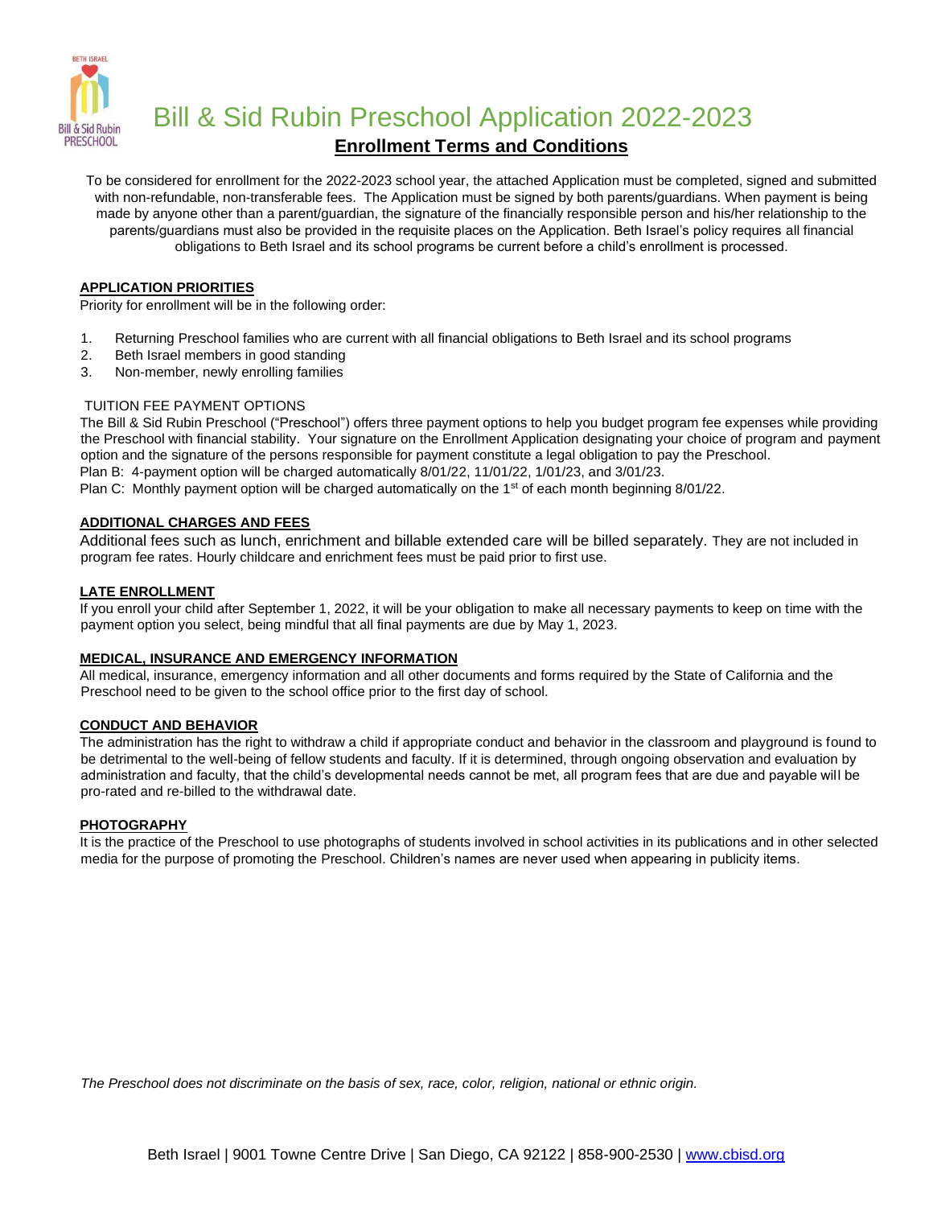# Bill & Sid Rubin Preschool Application 2022-2023

## Enrollment Terms and Conditions

To be considered for enrollment for the 2022-2023 school year, the attached Application must be completed, signed and submitted with non-refundable, non-transferable fees. The Application must be signed by both parents/guardians. When payment is being made by anyone other than a parent/guardian, the signature of the financially responsible person and his/her relationship to the parents/guardians must also be provided in the requisite places on the Application. Beth Israel's policy requires all financial obligations to Beth Israel and its school programs be current before a child's enrollment is processed.

### APPLICATION PRIORITIES

Priority for enrollment will be in the following order:

1. Returning Preschool families who are current with all financial obligations to Beth Israel and its school programs
2. Beth Israel members in good standing
3. Non-member, newly enrolling families

### TUITION FEE PAYMENT OPTIONS

The Bill & Sid Rubin Preschool ("Preschool") offers three payment options to help you budget program fee expenses while providing the Preschool with financial stability. Your signature on the Enrollment Application designating your choice of program and payment option and the signature of the persons responsible for payment constitute a legal obligation to pay the Preschool.

Plan B: 4-payment option will be charged automatically 8/01/22, 11/01/22, 1/01/23, and 3/01/23.

Plan C: Monthly payment option will be charged automatically on the 1st of each month beginning 8/01/22.

### ADDITIONAL CHARGES AND FEES

Additional fees such as lunch, enrichment and billable extended care will be billed separately. They are not included in program fee rates. Hourly childcare and enrichment fees must be paid prior to first use.

### LATE ENROLLMENT

If you enroll your child after September 1, 2022, it will be your obligation to make all necessary payments to keep on time with the payment option you select, being mindful that all final payments are due by May 1, 2023.

### MEDICAL, INSURANCE AND EMERGENCY INFORMATION

All medical, insurance, emergency information and all other documents and forms required by the State of California and the Preschool need to be given to the school office prior to the first day of school.

### CONDUCT AND BEHAVIOR

The administration has the right to withdraw a child if appropriate conduct and behavior in the classroom and playground is found to be detrimental to the well-being of fellow students and faculty. If it is determined, through ongoing observation and evaluation by administration and faculty, that the child's developmental needs cannot be met, all program fees that are due and payable will be pro-rated and re-billed to the withdrawal date.

### PHOTOGRAPHY

It is the practice of the Preschool to use photographs of students involved in school activities in its publications and in other selected media for the purpose of promoting the Preschool. Children's names are never used when appearing in publicity items.

*The Preschool does not discriminate on the basis of sex, race, color, religion, national or ethnic origin.*

Beth Israel | 9001 Towne Centre Drive | San Diego, CA 92122 | 858-900-2530 | www.cbisd.org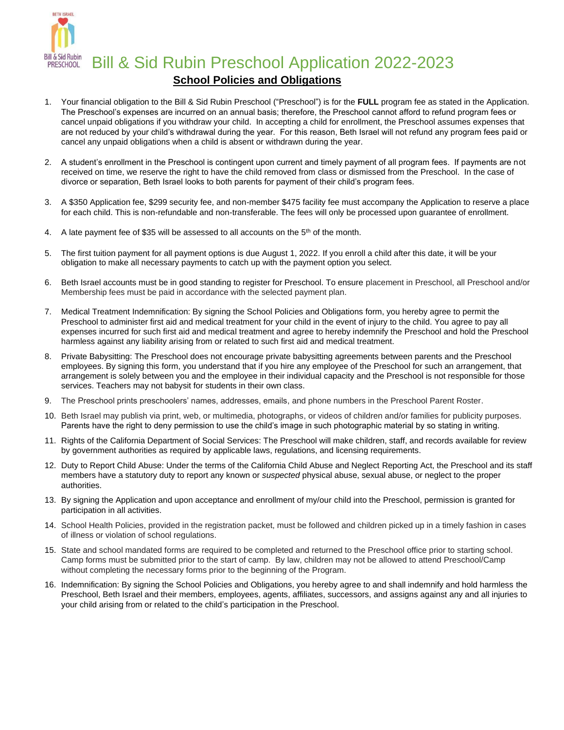# Bill & Sid Rubin Preschool Application 2022-2023

## School Policies and Obligations

1. Your financial obligation to the Bill & Sid Rubin Preschool ("Preschool") is for the **FULL** program fee as stated in the Application. The Preschool's expenses are incurred on an annual basis; therefore, the Preschool cannot afford to refund program fees or cancel unpaid obligations if you withdraw your child. In accepting a child for enrollment, the Preschool assumes expenses that are not reduced by your child's withdrawal during the year. For this reason, Beth Israel will not refund any program fees paid or cancel any unpaid obligations when a child is absent or withdrawn during the year.

2. A student's enrollment in the Preschool is contingent upon current and timely payment of all program fees. If payments are not received on time, we reserve the right to have the child removed from class or dismissed from the Preschool. In the case of divorce or separation, Beth Israel looks to both parents for payment of their child's program fees.

3. A $350 Application fee, $299 security fee, and non-member $475 facility fee must accompany the Application to reserve a place for each child. This is non-refundable and non-transferable. The fees will only be processed upon guarantee of enrollment.

4. A late payment fee of $35 will be assessed to all accounts on the 5th of the month.

5. The first tuition payment for all payment options is due August 1, 2022. If you enroll a child after this date, it will be your obligation to make all necessary payments to catch up with the payment option you select.

6. Beth Israel accounts must be in good standing to register for Preschool. To ensure placement in Preschool, all Preschool and/or Membership fees must be paid in accordance with the selected payment plan.

7. Medical Treatment Indemnification: By signing the School Policies and Obligations form, you hereby agree to permit the Preschool to administer first aid and medical treatment for your child in the event of injury to the child. You agree to pay all expenses incurred for such first aid and medical treatment and agree to hereby indemnify the Preschool and hold the Preschool harmless against any liability arising from or related to such first aid and medical treatment.

8. Private Babysitting: The Preschool does not encourage private babysitting agreements between parents and the Preschool employees. By signing this form, you understand that if you hire any employee of the Preschool for such an arrangement, that arrangement is solely between you and the employee in their individual capacity and the Preschool is not responsible for those services. Teachers may not babysit for students in their own class.

9. The Preschool prints preschoolers' names, addresses, emails, and phone numbers in the Preschool Parent Roster.

10. Beth Israel may publish via print, web, or multimedia, photographs, or videos of children and/or families for publicity purposes. Parents have the right to deny permission to use the child's image in such photographic material by so stating in writing.

11. Rights of the California Department of Social Services: The Preschool will make children, staff, and records available for review by government authorities as required by applicable laws, regulations, and licensing requirements.

12. Duty to Report Child Abuse: Under the terms of the California Child Abuse and Neglect Reporting Act, the Preschool and its staff members have a statutory duty to report any known or *suspected* physical abuse, sexual abuse, or neglect to the proper authorities.

13. By signing the Application and upon acceptance and enrollment of my/our child into the Preschool, permission is granted for participation in all activities.

14. School Health Policies, provided in the registration packet, must be followed and children picked up in a timely fashion in cases of illness or violation of school regulations.

15. State and school mandated forms are required to be completed and returned to the Preschool office prior to starting school. Camp forms must be submitted prior to the start of camp. By law, children may not be allowed to attend Preschool/Camp without completing the necessary forms prior to the beginning of the Program.

16. Indemnification: By signing the School Policies and Obligations, you hereby agree to and shall indemnify and hold harmless the Preschool, Beth Israel and their members, employees, agents, affiliates, successors, and assigns against any and all injuries to your child arising from or related to the child's participation in the Preschool.